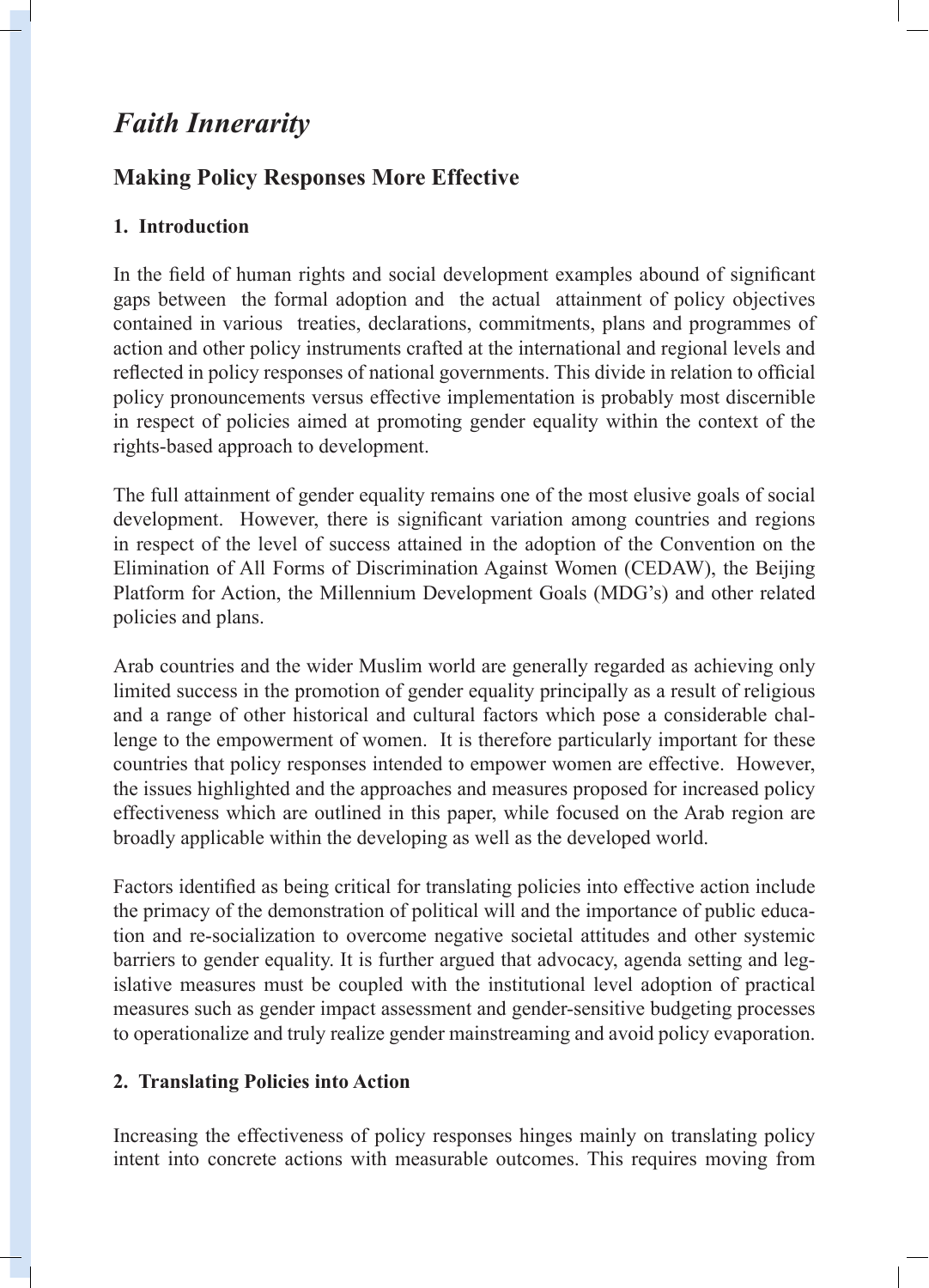# *Faith Innerarity*

## Making Policy Responses More Effective

### 1. Introduction

In the field of human rights and social development examples abound of significant gaps between the formal adoption and the actual attainment of policy objectives contained in various treaties, declarations, commitments, plans and programmes of action and other policy instruments crafted at the international and regional levels and reflected in policy responses of national governments. This divide in relation to official policy pronouncements versus effective implementation is probably most discernible in respect of policies aimed at promoting gender equality within the context of the rights-based approach to development.

The full attainment of gender equality remains one of the most elusive goals of social development. However, there is significant variation among countries and regions in respect of the level of success attained in the adoption of the Convention on the Elimination of All Forms of Discrimination Against Women (CEDAW), the Beijing Platform for Action, the Millennium Development Goals (MDG's) and other related policies and plans.

Arab countries and the wider Muslim world are generally regarded as achieving only limited success in the promotion of gender equality principally as a result of religious and a range of other historical and cultural factors which pose a considerable challenge to the empowerment of women. It is therefore particularly important for these countries that policy responses intended to empower women are effective. However, the issues highlighted and the approaches and measures proposed for increased policy effectiveness which are outlined in this paper, while focused on the Arab region are broadly applicable within the developing as well as the developed world.

Factors identified as being critical for translating policies into effective action include the primacy of the demonstration of political will and the importance of public education and re-socialization to overcome negative societal attitudes and other systemic barriers to gender equality. It is further argued that advocacy, agenda setting and legislative measures must be coupled with the institutional level adoption of practical measures such as gender impact assessment and gender-sensitive budgeting processes to operationalize and truly realize gender mainstreaming and avoid policy evaporation.

### 2. Translating Policies into Action

Increasing the effectiveness of policy responses hinges mainly on translating policy intent into concrete actions with measurable outcomes. This requires moving from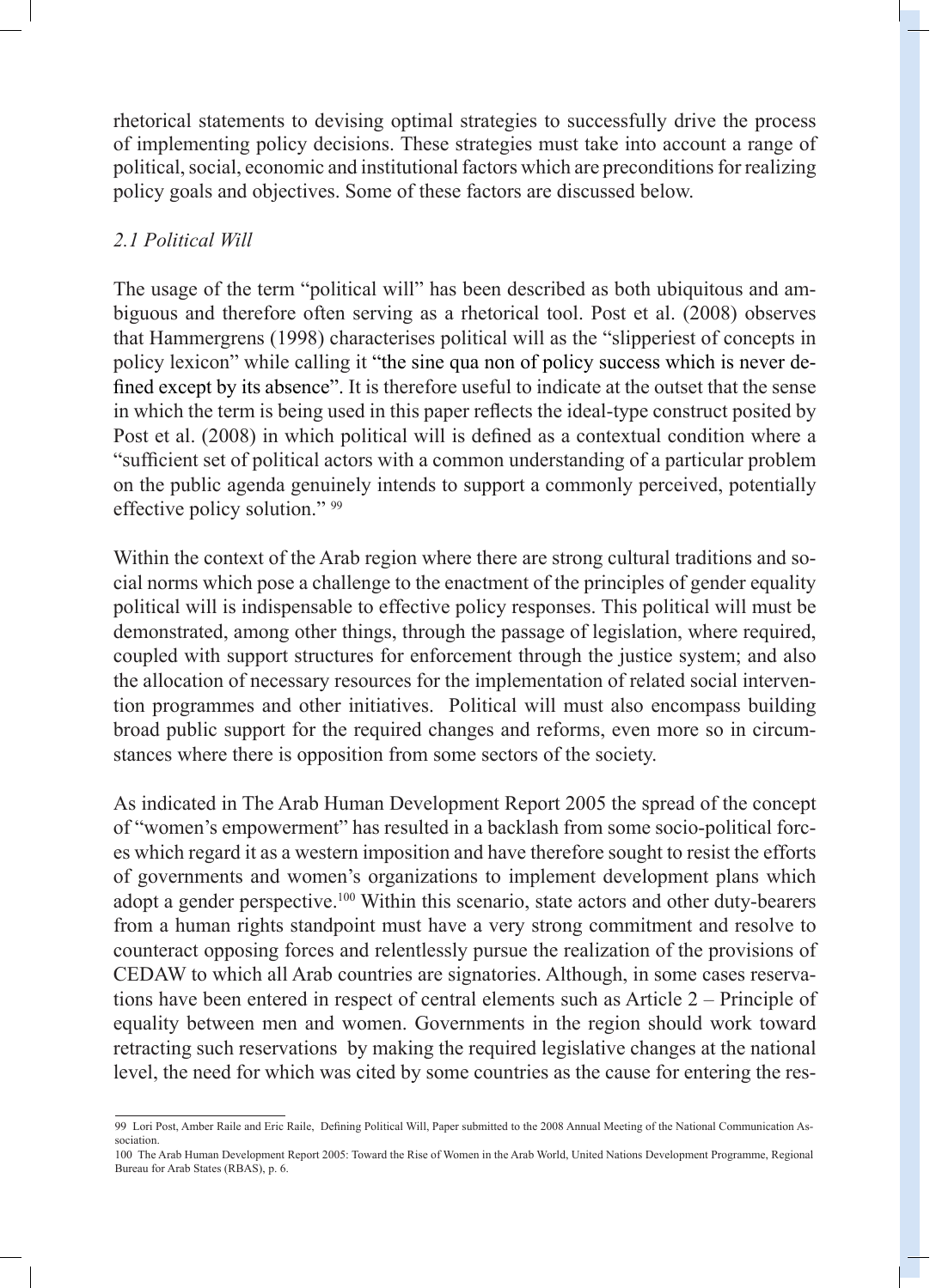rhetorical statements to devising optimal strategies to successfully drive the process of implementing policy decisions. These strategies must take into account a range of political, social, economic and institutional factors which are preconditions for realizing policy goals and objectives. Some of these factors are discussed below.

### *2.1 Political Will*

The usage of the term "political will" has been described as both ubiquitous and ambiguous and therefore often serving as a rhetorical tool. Post et al. (2008) observes that Hammergrens (1998) characterises political will as the "slipperiest of concepts in policy lexicon" while calling it "the sine qua non of policy success which is never defined except by its absence". It is therefore useful to indicate at the outset that the sense in which the term is being used in this paper reflects the ideal-type construct posited by Post et al. (2008) in which political will is defined as a contextual condition where a "sufficient set of political actors with a common understanding of a particular problem on the public agenda genuinely intends to support a commonly perceived, potentially effective policy solution." [99]

Within the context of the Arab region where there are strong cultural traditions and social norms which pose a challenge to the enactment of the principles of gender equality political will is indispensable to effective policy responses. This political will must be demonstrated, among other things, through the passage of legislation, where required, coupled with support structures for enforcement through the justice system; and also the allocation of necessary resources for the implementation of related social intervention programmes and other initiatives. Political will must also encompass building broad public support for the required changes and reforms, even more so in circumstances where there is opposition from some sectors of the society.

As indicated in The Arab Human Development Report 2005 the spread of the concept of "women's empowerment" has resulted in a backlash from some socio-political forces which regard it as a western imposition and have therefore sought to resist the efforts of governments and women's organizations to implement development plans which adopt a gender perspective.[100] Within this scenario, state actors and other duty-bearers from a human rights standpoint must have a very strong commitment and resolve to counteract opposing forces and relentlessly pursue the realization of the provisions of CEDAW to which all Arab countries are signatories. Although, in some cases reservations have been entered in respect of central elements such as Article 2 – Principle of equality between men and women. Governments in the region should work toward retracting such reservations by making the required legislative changes at the national level, the need for which was cited by some countries as the cause for entering the res-

---

99 Lori Post, Amber Raile and Eric Raile, Defining Political Will, Paper submitted to the 2008 Annual Meeting of the National Communication Association.

100 The Arab Human Development Report 2005: Toward the Rise of Women in the Arab World, United Nations Development Programme, Regional Bureau for Arab States (RBAS), p. 6.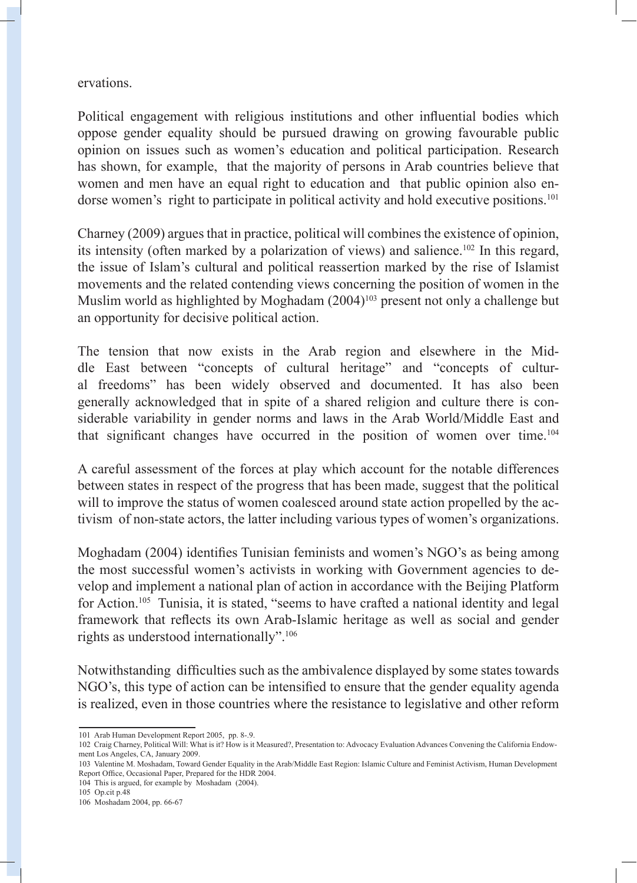ervations.

Political engagement with religious institutions and other influential bodies which oppose gender equality should be pursued drawing on growing favourable public opinion on issues such as women's education and political participation. Research has shown, for example, that the majority of persons in Arab countries believe that women and men have an equal right to education and that public opinion also endorse women's right to participate in political activity and hold executive positions.[101]

Charney (2009) argues that in practice, political will combines the existence of opinion, its intensity (often marked by a polarization of views) and salience.[102] In this regard, the issue of Islam's cultural and political reassertion marked by the rise of Islamist movements and the related contending views concerning the position of women in the Muslim world as highlighted by Moghadam (2004)[103] present not only a challenge but an opportunity for decisive political action.

The tension that now exists in the Arab region and elsewhere in the Middle East between "concepts of cultural heritage" and "concepts of cultural freedoms" has been widely observed and documented. It has also been generally acknowledged that in spite of a shared religion and culture there is considerable variability in gender norms and laws in the Arab World/Middle East and that significant changes have occurred in the position of women over time.[104]

A careful assessment of the forces at play which account for the notable differences between states in respect of the progress that has been made, suggest that the political will to improve the status of women coalesced around state action propelled by the activism of non-state actors, the latter including various types of women's organizations.

Moghadam (2004) identifies Tunisian feminists and women's NGO's as being among the most successful women's activists in working with Government agencies to develop and implement a national plan of action in accordance with the Beijing Platform for Action.[105] Tunisia, it is stated, "seems to have crafted a national identity and legal framework that reflects its own Arab-Islamic heritage as well as social and gender rights as understood internationally".[106]

Notwithstanding difficulties such as the ambivalence displayed by some states towards NGO's, this type of action can be intensified to ensure that the gender equality agenda is realized, even in those countries where the resistance to legislative and other reform

---

101 Arab Human Development Report 2005, pp. 8-.9.

102 Craig Charney, Political Will: What is it? How is it Measured?, Presentation to: Advocacy Evaluation Advances Convening the California Endowment Los Angeles, CA, January 2009.

103 Valentine M. Moshadam, Toward Gender Equality in the Arab/Middle East Region: Islamic Culture and Feminist Activism, Human Development Report Office, Occasional Paper, Prepared for the HDR 2004.

104 This is argued, for example by Moshadam (2004).

105 Op.cit p.48

106 Moshadam 2004, pp. 66-67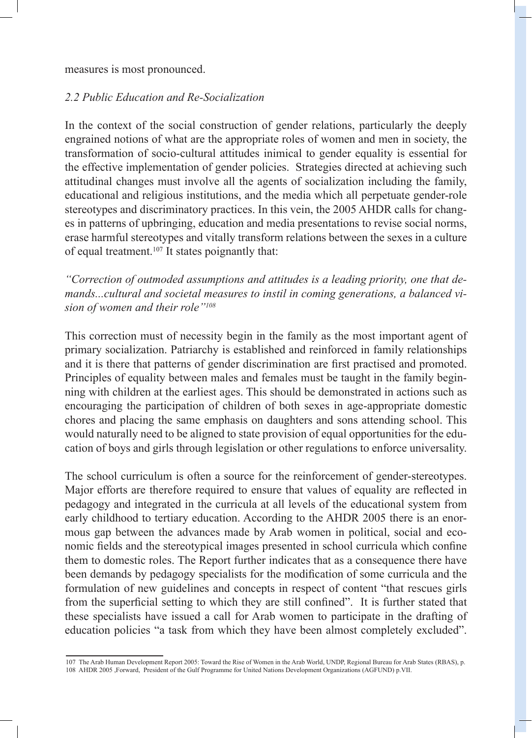measures is most pronounced.

*2.2 Public Education and Re-Socialization*

In the context of the social construction of gender relations, particularly the deeply engrained notions of what are the appropriate roles of women and men in society, the transformation of socio-cultural attitudes inimical to gender equality is essential for the effective implementation of gender policies. Strategies directed at achieving such attitudinal changes must involve all the agents of socialization including the family, educational and religious institutions, and the media which all perpetuate gender-role stereotypes and discriminatory practices. In this vein, the 2005 AHDR calls for changes in patterns of upbringing, education and media presentations to revise social norms, erase harmful stereotypes and vitally transform relations between the sexes in a culture of equal treatment.[107] It states poignantly that:

*"Correction of outmoded assumptions and attitudes is a leading priority, one that demands...cultural and societal measures to instil in coming generations, a balanced vision of women and their role"[108]*

This correction must of necessity begin in the family as the most important agent of primary socialization. Patriarchy is established and reinforced in family relationships and it is there that patterns of gender discrimination are first practised and promoted. Principles of equality between males and females must be taught in the family beginning with children at the earliest ages. This should be demonstrated in actions such as encouraging the participation of children of both sexes in age-appropriate domestic chores and placing the same emphasis on daughters and sons attending school. This would naturally need to be aligned to state provision of equal opportunities for the education of boys and girls through legislation or other regulations to enforce universality.

The school curriculum is often a source for the reinforcement of gender-stereotypes. Major efforts are therefore required to ensure that values of equality are reflected in pedagogy and integrated in the curricula at all levels of the educational system from early childhood to tertiary education. According to the AHDR 2005 there is an enormous gap between the advances made by Arab women in political, social and economic fields and the stereotypical images presented in school curricula which confine them to domestic roles. The Report further indicates that as a consequence there have been demands by pedagogy specialists for the modification of some curricula and the formulation of new guidelines and concepts in respect of content "that rescues girls from the superficial setting to which they are still confined". It is further stated that these specialists have issued a call for Arab women to participate in the drafting of education policies "a task from which they have been almost completely excluded".

107 The Arab Human Development Report 2005: Toward the Rise of Women in the Arab World, UNDP, Regional Bureau for Arab States (RBAS), p.

108 AHDR 2005 ,Forward, President of the Gulf Programme for United Nations Development Organizations (AGFUND) p.VII.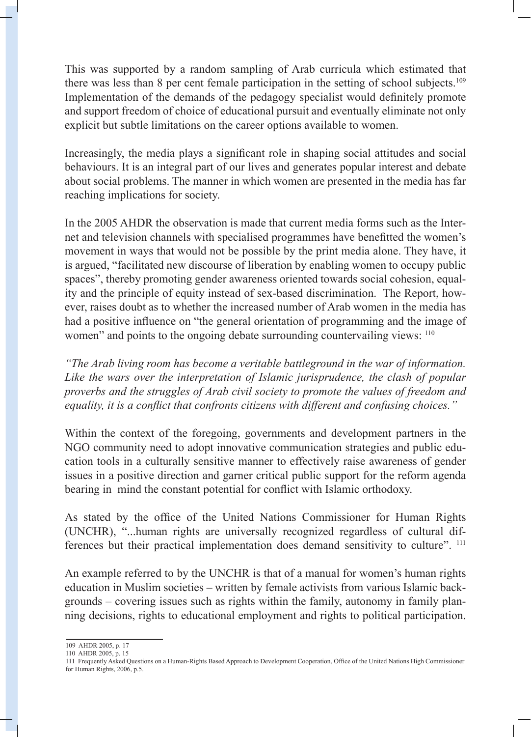This was supported by a random sampling of Arab curricula which estimated that there was less than 8 per cent female participation in the setting of school subjects.[109] Implementation of the demands of the pedagogy specialist would definitely promote and support freedom of choice of educational pursuit and eventually eliminate not only explicit but subtle limitations on the career options available to women.

Increasingly, the media plays a significant role in shaping social attitudes and social behaviours. It is an integral part of our lives and generates popular interest and debate about social problems. The manner in which women are presented in the media has far reaching implications for society.

In the 2005 AHDR the observation is made that current media forms such as the Internet and television channels with specialised programmes have benefitted the women's movement in ways that would not be possible by the print media alone. They have, it is argued, "facilitated new discourse of liberation by enabling women to occupy public spaces", thereby promoting gender awareness oriented towards social cohesion, equality and the principle of equity instead of sex-based discrimination. The Report, however, raises doubt as to whether the increased number of Arab women in the media has had a positive influence on "the general orientation of programming and the image of women" and points to the ongoing debate surrounding countervailing views: [110]

*"The Arab living room has become a veritable battleground in the war of information. Like the wars over the interpretation of Islamic jurisprudence, the clash of popular proverbs and the struggles of Arab civil society to promote the values of freedom and equality, it is a conflict that confronts citizens with different and confusing choices."*

Within the context of the foregoing, governments and development partners in the NGO community need to adopt innovative communication strategies and public education tools in a culturally sensitive manner to effectively raise awareness of gender issues in a positive direction and garner critical public support for the reform agenda bearing in mind the constant potential for conflict with Islamic orthodoxy.

As stated by the office of the United Nations Commissioner for Human Rights (UNCHR), "...human rights are universally recognized regardless of cultural differences but their practical implementation does demand sensitivity to culture". [111]

An example referred to by the UNCHR is that of a manual for women's human rights education in Muslim societies – written by female activists from various Islamic backgrounds – covering issues such as rights within the family, autonomy in family planning decisions, rights to educational employment and rights to political participation.

---

109 AHDR 2005, p. 17

110 AHDR 2005, p. 15

111 Frequently Asked Questions on a Human-Rights Based Approach to Development Cooperation, Office of the United Nations High Commissioner for Human Rights, 2006, p.5.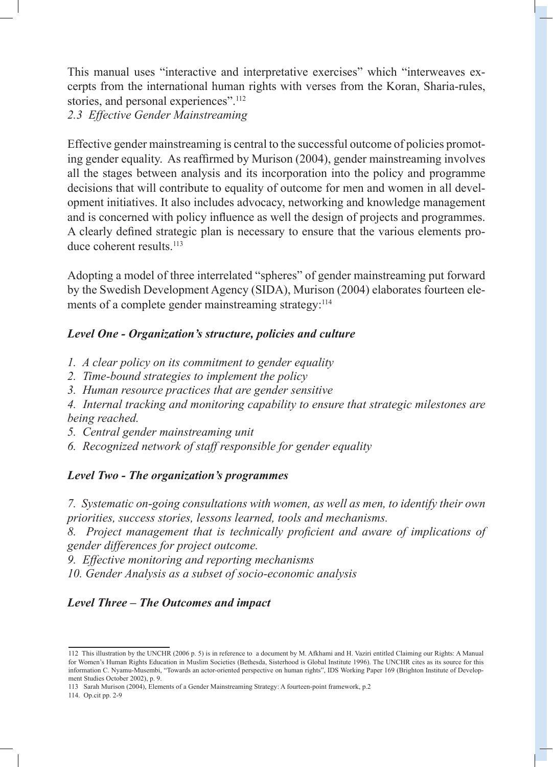This manual uses "interactive and interpretative exercises" which "interweaves excerpts from the international human rights with verses from the Koran, Sharia-rules, stories, and personal experiences".[112]

*2.3 Effective Gender Mainstreaming*

Effective gender mainstreaming is central to the successful outcome of policies promoting gender equality. As reaffirmed by Murison (2004), gender mainstreaming involves all the stages between analysis and its incorporation into the policy and programme decisions that will contribute to equality of outcome for men and women in all development initiatives. It also includes advocacy, networking and knowledge management and is concerned with policy influence as well the design of projects and programmes. A clearly defined strategic plan is necessary to ensure that the various elements produce coherent results.[113]

Adopting a model of three interrelated "spheres" of gender mainstreaming put forward by the Swedish Development Agency (SIDA), Murison (2004) elaborates fourteen elements of a complete gender mainstreaming strategy:[114]

***Level One - Organization's structure, policies and culture***

*1. A clear policy on its commitment to gender equality*

*2. Time-bound strategies to implement the policy*

*3. Human resource practices that are gender sensitive*

*4. Internal tracking and monitoring capability to ensure that strategic milestones are being reached.*

*5. Central gender mainstreaming unit*

*6. Recognized network of staff responsible for gender equality*

***Level Two - The organization's programmes***

*7. Systematic on-going consultations with women, as well as men, to identify their own priorities, success stories, lessons learned, tools and mechanisms.*

*8. Project management that is technically proficient and aware of implications of gender differences for project outcome.*

*9. Effective monitoring and reporting mechanisms*

*10. Gender Analysis as a subset of socio-economic analysis*

***Level Three – The Outcomes and impact***

---

112 This illustration by the UNCHR (2006 p. 5) is in reference to a document by M. Afkhami and H. Vaziri entitled Claiming our Rights: A Manual for Women's Human Rights Education in Muslim Societies (Bethesda, Sisterhood is Global Institute 1996). The UNCHR cites as its source for this information C. Nyamu-Musembi, "Towards an actor-oriented perspective on human rights", IDS Working Paper 169 (Brighton Institute of Development Studies October 2002), p. 9.

113 Sarah Murison (2004), Elements of a Gender Mainstreaming Strategy: A fourteen-point framework, p.2

114. Op.cit pp. 2-9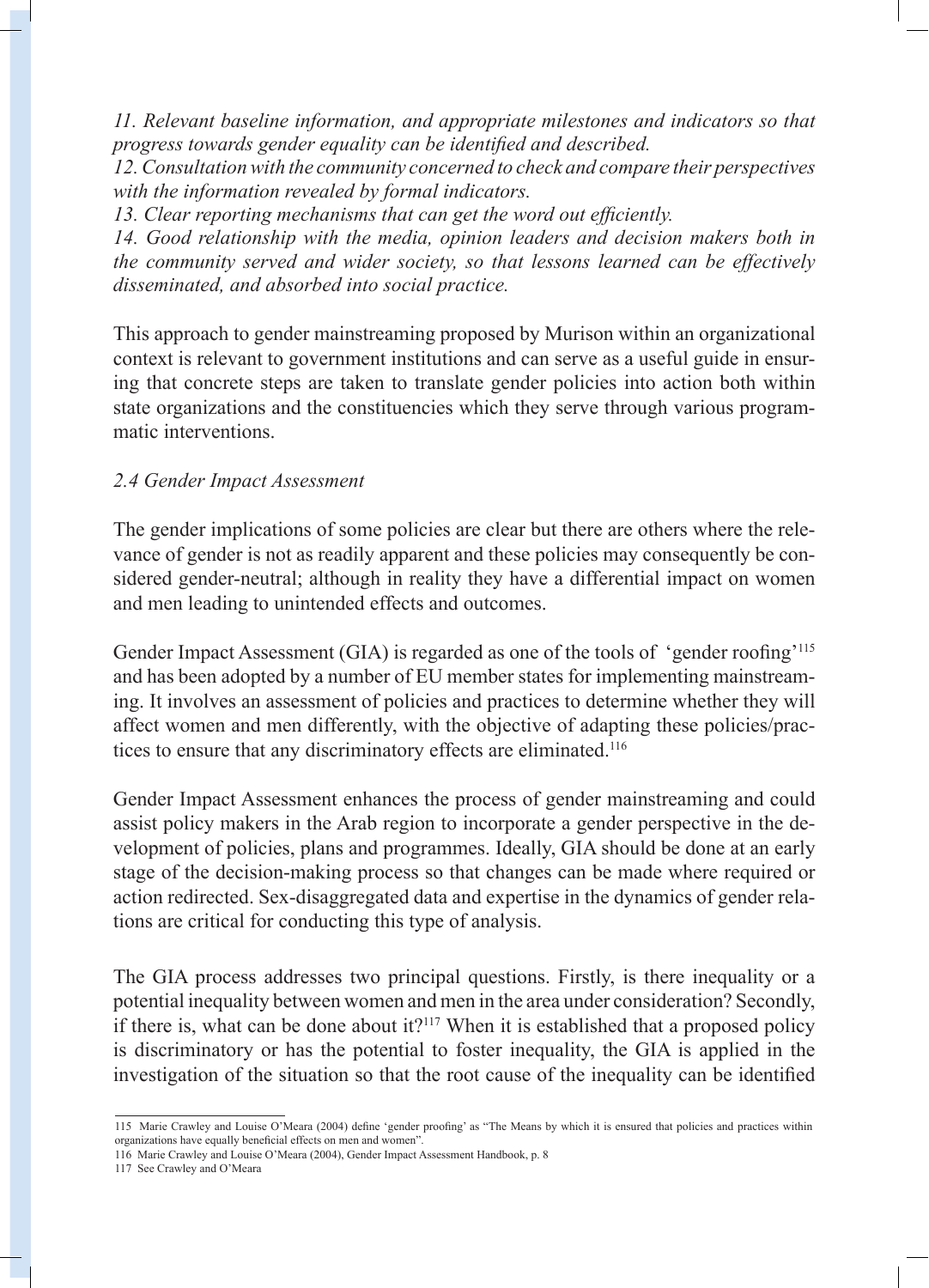*11. Relevant baseline information, and appropriate milestones and indicators so that progress towards gender equality can be identified and described.*
*12. Consultation with the community concerned to check and compare their perspectives with the information revealed by formal indicators.*
*13. Clear reporting mechanisms that can get the word out efficiently.*
*14. Good relationship with the media, opinion leaders and decision makers both in the community served and wider society, so that lessons learned can be effectively disseminated, and absorbed into social practice.*

This approach to gender mainstreaming proposed by Murison within an organizational context is relevant to government institutions and can serve as a useful guide in ensuring that concrete steps are taken to translate gender policies into action both within state organizations and the constituencies which they serve through various programmatic interventions.

### *2.4 Gender Impact Assessment*

The gender implications of some policies are clear but there are others where the relevance of gender is not as readily apparent and these policies may consequently be considered gender-neutral; although in reality they have a differential impact on women and men leading to unintended effects and outcomes.

Gender Impact Assessment (GIA) is regarded as one of the tools of 'gender roofing'[115] and has been adopted by a number of EU member states for implementing mainstreaming. It involves an assessment of policies and practices to determine whether they will affect women and men differently, with the objective of adapting these policies/practices to ensure that any discriminatory effects are eliminated.[116]

Gender Impact Assessment enhances the process of gender mainstreaming and could assist policy makers in the Arab region to incorporate a gender perspective in the development of policies, plans and programmes. Ideally, GIA should be done at an early stage of the decision-making process so that changes can be made where required or action redirected. Sex-disaggregated data and expertise in the dynamics of gender relations are critical for conducting this type of analysis.

The GIA process addresses two principal questions. Firstly, is there inequality or a potential inequality between women and men in the area under consideration? Secondly, if there is, what can be done about it?[117] When it is established that a proposed policy is discriminatory or has the potential to foster inequality, the GIA is applied in the investigation of the situation so that the root cause of the inequality can be identified

---

115 Marie Crawley and Louise O'Meara (2004) define 'gender proofing' as "The Means by which it is ensured that policies and practices within organizations have equally beneficial effects on men and women".

116 Marie Crawley and Louise O'Meara (2004), Gender Impact Assessment Handbook, p. 8

117 See Crawley and O'Meara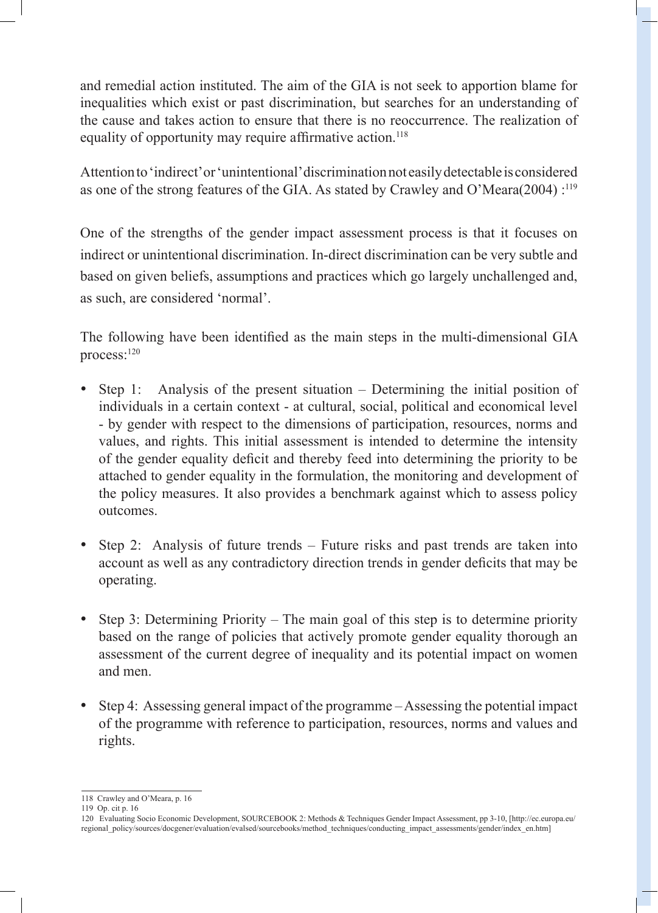and remedial action instituted. The aim of the GIA is not seek to apportion blame for inequalities which exist or past discrimination, but searches for an understanding of the cause and takes action to ensure that there is no reoccurrence. The realization of equality of opportunity may require affirmative action.[118]

Attention to 'indirect' or 'unintentional' discrimination not easily detectable is considered as one of the strong features of the GIA. As stated by Crawley and O'Meara(2004) :[119]

> One of the strengths of the gender impact assessment process is that it focuses on indirect or unintentional discrimination. In-direct discrimination can be very subtle and based on given beliefs, assumptions and practices which go largely unchallenged and, as such, are considered 'normal'.

The following have been identified as the main steps in the multi-dimensional GIA process:[120]

- Step 1: Analysis of the present situation – Determining the initial position of individuals in a certain context - at cultural, social, political and economical level - by gender with respect to the dimensions of participation, resources, norms and values, and rights. This initial assessment is intended to determine the intensity of the gender equality deficit and thereby feed into determining the priority to be attached to gender equality in the formulation, the monitoring and development of the policy measures. It also provides a benchmark against which to assess policy outcomes.

- Step 2: Analysis of future trends – Future risks and past trends are taken into account as well as any contradictory direction trends in gender deficits that may be operating.

- Step 3: Determining Priority – The main goal of this step is to determine priority based on the range of policies that actively promote gender equality thorough an assessment of the current degree of inequality and its potential impact on women and men.

- Step 4: Assessing general impact of the programme – Assessing the potential impact of the programme with reference to participation, resources, norms and values and rights.

---

118 Crawley and O'Meara, p. 16

119 Op. cit p. 16

120 Evaluating Socio Economic Development, SOURCEBOOK 2: Methods & Techniques Gender Impact Assessment, pp 3-10, [http://ec.europa.eu/regional_policy/sources/docgener/evaluation/evalsed/sourcebooks/method_techniques/conducting_impact_assessments/gender/index_en.htm]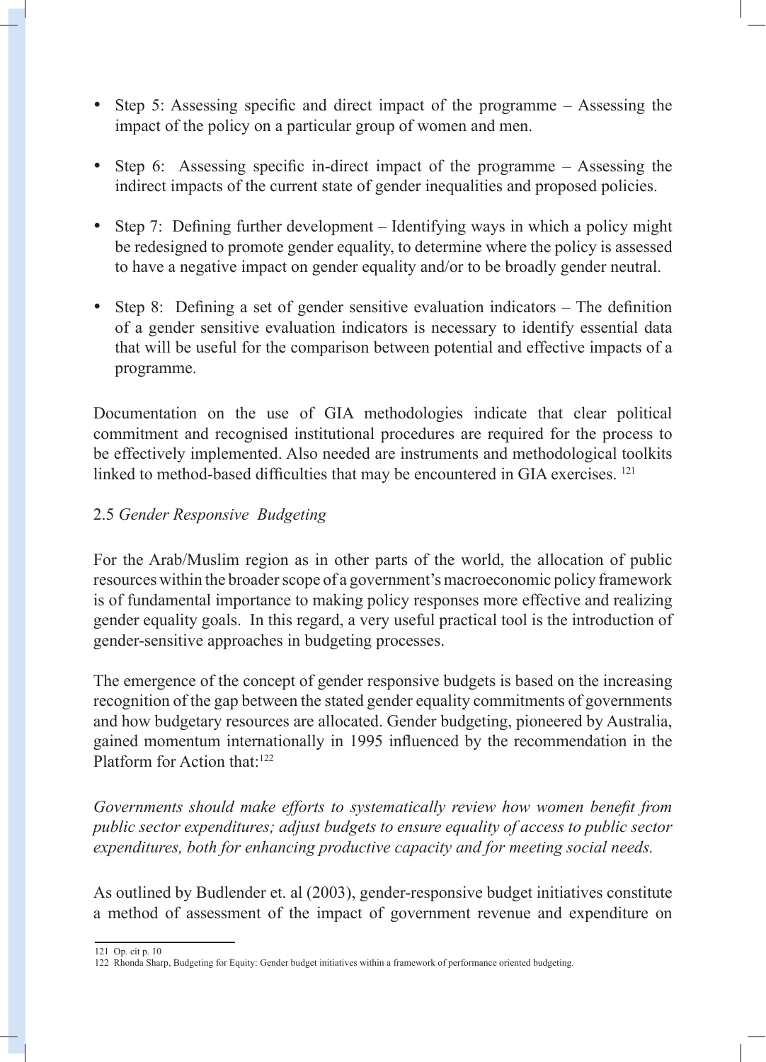- Step 5: Assessing specific and direct impact of the programme – Assessing the impact of the policy on a particular group of women and men.

- Step 6: Assessing specific in-direct impact of the programme – Assessing the indirect impacts of the current state of gender inequalities and proposed policies.

- Step 7: Defining further development – Identifying ways in which a policy might be redesigned to promote gender equality, to determine where the policy is assessed to have a negative impact on gender equality and/or to be broadly gender neutral.

- Step 8: Defining a set of gender sensitive evaluation indicators – The definition of a gender sensitive evaluation indicators is necessary to identify essential data that will be useful for the comparison between potential and effective impacts of a programme.

Documentation on the use of GIA methodologies indicate that clear political commitment and recognised institutional procedures are required for the process to be effectively implemented. Also needed are instruments and methodological toolkits linked to method-based difficulties that may be encountered in GIA exercises. [121]

## 2.5 *Gender Responsive Budgeting*

For the Arab/Muslim region as in other parts of the world, the allocation of public resources within the broader scope of a government's macroeconomic policy framework is of fundamental importance to making policy responses more effective and realizing gender equality goals. In this regard, a very useful practical tool is the introduction of gender-sensitive approaches in budgeting processes.

The emergence of the concept of gender responsive budgets is based on the increasing recognition of the gap between the stated gender equality commitments of governments and how budgetary resources are allocated. Gender budgeting, pioneered by Australia, gained momentum internationally in 1995 influenced by the recommendation in the Platform for Action that:[122]

*Governments should make efforts to systematically review how women benefit from public sector expenditures; adjust budgets to ensure equality of access to public sector expenditures, both for enhancing productive capacity and for meeting social needs.*

As outlined by Budlender et. al (2003), gender-responsive budget initiatives constitute a method of assessment of the impact of government revenue and expenditure on

---

121 Op. cit p. 10

122 Rhonda Sharp, Budgeting for Equity: Gender budget initiatives within a framework of performance oriented budgeting.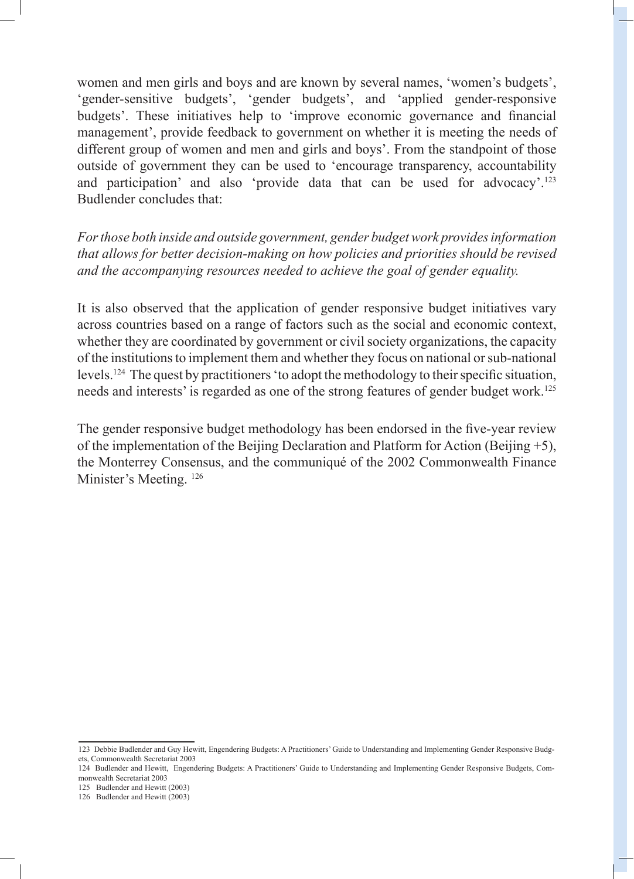women and men girls and boys and are known by several names, 'women's budgets', 'gender-sensitive budgets', 'gender budgets', and 'applied gender-responsive budgets'. These initiatives help to 'improve economic governance and financial management', provide feedback to government on whether it is meeting the needs of different group of women and men girls and boys'. From the standpoint of those outside of government they can be used to 'encourage transparency, accountability and participation' and also 'provide data that can be used for advocacy'.[123] Budlender concludes that:

*For those both inside and outside government, gender budget work provides information that allows for better decision-making on how policies and priorities should be revised and the accompanying resources needed to achieve the goal of gender equality.*

It is also observed that the application of gender responsive budget initiatives vary across countries based on a range of factors such as the social and economic context, whether they are coordinated by government or civil society organizations, the capacity of the institutions to implement them and whether they focus on national or sub-national levels.[124] The quest by practitioners 'to adopt the methodology to their specific situation, needs and interests' is regarded as one of the strong features of gender budget work.[125]

The gender responsive budget methodology has been endorsed in the five-year review of the implementation of the Beijing Declaration and Platform for Action (Beijing +5), the Monterrey Consensus, and the communiqué of the 2002 Commonwealth Finance Minister's Meeting. [126]

---

123 Debbie Budlender and Guy Hewitt, Engendering Budgets: A Practitioners' Guide to Understanding and Implementing Gender Responsive Budgets, Commonwealth Secretariat 2003

124 Budlender and Hewitt, Engendering Budgets: A Practitioners' Guide to Understanding and Implementing Gender Responsive Budgets, Commonwealth Secretariat 2003

125 Budlender and Hewitt (2003)

126 Budlender and Hewitt (2003)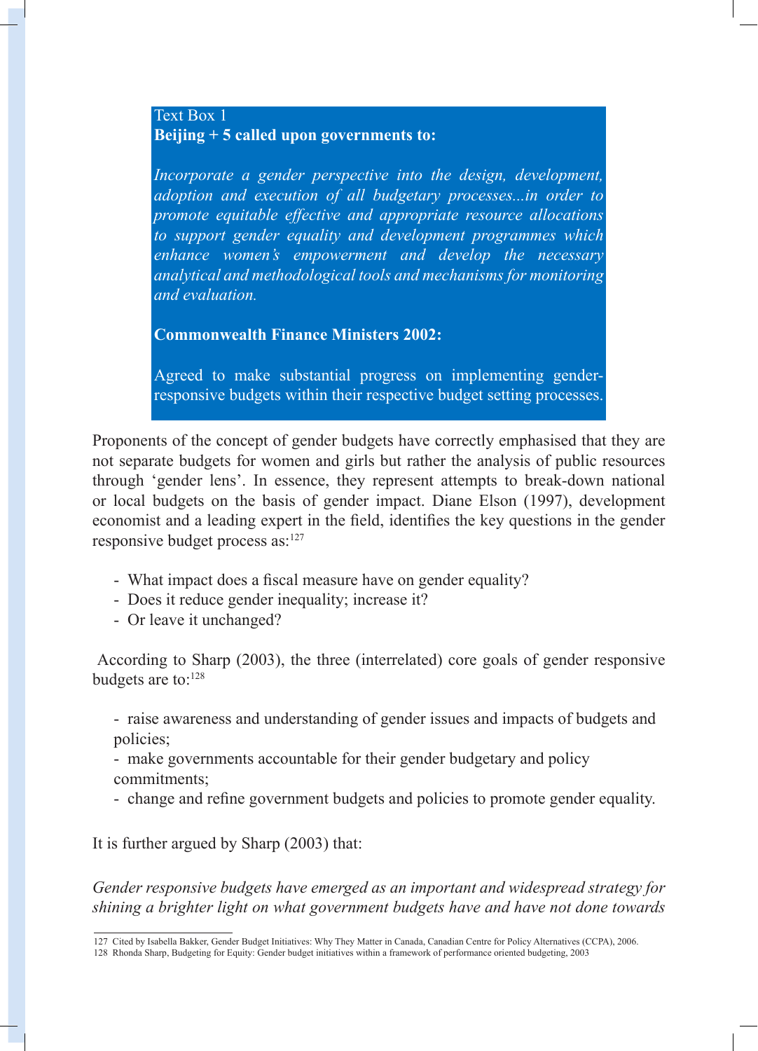Text Box 1

**Beijing + 5 called upon governments to:**

*Incorporate a gender perspective into the design, development, adoption and execution of all budgetary processes...in order to promote equitable effective and appropriate resource allocations to support gender equality and development programmes which enhance women's empowerment and develop the necessary analytical and methodological tools and mechanisms for monitoring and evaluation.*

**Commonwealth Finance Ministers 2002:**

Agreed to make substantial progress on implementing gender-responsive budgets within their respective budget setting processes.

Proponents of the concept of gender budgets have correctly emphasised that they are not separate budgets for women and girls but rather the analysis of public resources through 'gender lens'. In essence, they represent attempts to break-down national or local budgets on the basis of gender impact. Diane Elson (1997), development economist and a leading expert in the field, identifies the key questions in the gender responsive budget process as:[127]

- What impact does a fiscal measure have on gender equality?
- Does it reduce gender inequality; increase it?
- Or leave it unchanged?

According to Sharp (2003), the three (interrelated) core goals of gender responsive budgets are to:[128]

- raise awareness and understanding of gender issues and impacts of budgets and policies;
- make governments accountable for their gender budgetary and policy commitments;
- change and refine government budgets and policies to promote gender equality.

It is further argued by Sharp (2003) that:

*Gender responsive budgets have emerged as an important and widespread strategy for shining a brighter light on what government budgets have and have not done towards*

---

127 Cited by Isabella Bakker, Gender Budget Initiatives: Why They Matter in Canada, Canadian Centre for Policy Alternatives (CCPA), 2006.

128 Rhonda Sharp, Budgeting for Equity: Gender budget initiatives within a framework of performance oriented budgeting, 2003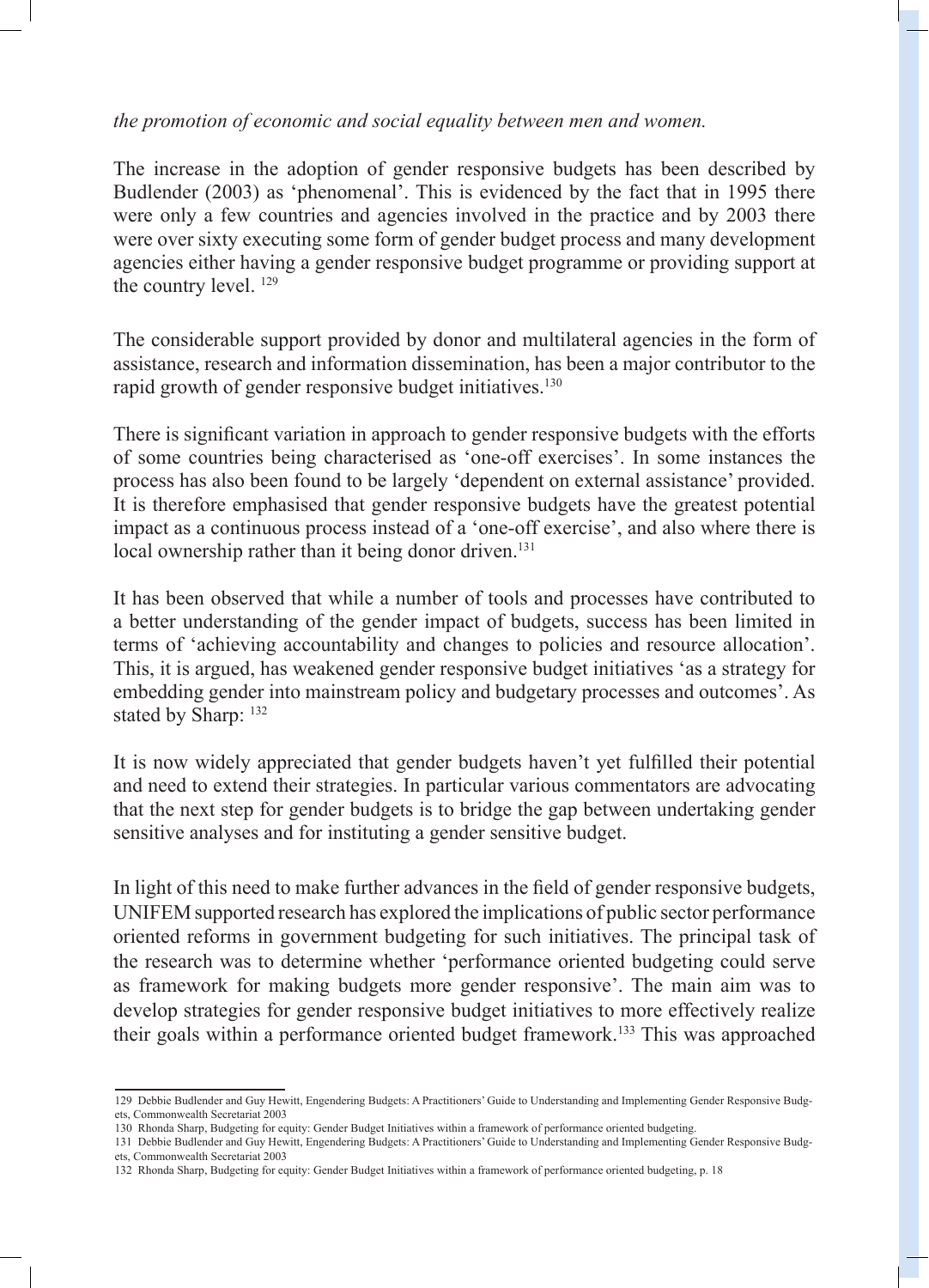*the promotion of economic and social equality between men and women.*

The increase in the adoption of gender responsive budgets has been described by Budlender (2003) as 'phenomenal'. This is evidenced by the fact that in 1995 there were only a few countries and agencies involved in the practice and by 2003 there were over sixty executing some form of gender budget process and many development agencies either having a gender responsive budget programme or providing support at the country level. [129]

The considerable support provided by donor and multilateral agencies in the form of assistance, research and information dissemination, has been a major contributor to the rapid growth of gender responsive budget initiatives.[130]

There is significant variation in approach to gender responsive budgets with the efforts of some countries being characterised as 'one-off exercises'. In some instances the process has also been found to be largely 'dependent on external assistance' provided. It is therefore emphasised that gender responsive budgets have the greatest potential impact as a continuous process instead of a 'one-off exercise', and also where there is local ownership rather than it being donor driven.[131]

It has been observed that while a number of tools and processes have contributed to a better understanding of the gender impact of budgets, success has been limited in terms of 'achieving accountability and changes to policies and resource allocation'. This, it is argued, has weakened gender responsive budget initiatives 'as a strategy for embedding gender into mainstream policy and budgetary processes and outcomes'. As stated by Sharp: [132]

It is now widely appreciated that gender budgets haven't yet fulfilled their potential and need to extend their strategies. In particular various commentators are advocating that the next step for gender budgets is to bridge the gap between undertaking gender sensitive analyses and for instituting a gender sensitive budget.

In light of this need to make further advances in the field of gender responsive budgets, UNIFEM supported research has explored the implications of public sector performance oriented reforms in government budgeting for such initiatives. The principal task of the research was to determine whether 'performance oriented budgeting could serve as framework for making budgets more gender responsive'. The main aim was to develop strategies for gender responsive budget initiatives to more effectively realize their goals within a performance oriented budget framework.[133] This was approached

---

129 Debbie Budlender and Guy Hewitt, Engendering Budgets: A Practitioners' Guide to Understanding and Implementing Gender Responsive Budgets, Commonwealth Secretariat 2003

130 Rhonda Sharp, Budgeting for equity: Gender Budget Initiatives within a framework of performance oriented budgeting.

131 Debbie Budlender and Guy Hewitt, Engendering Budgets: A Practitioners' Guide to Understanding and Implementing Gender Responsive Budgets, Commonwealth Secretariat 2003

132 Rhonda Sharp, Budgeting for equity: Gender Budget Initiatives within a framework of performance oriented budgeting, p. 18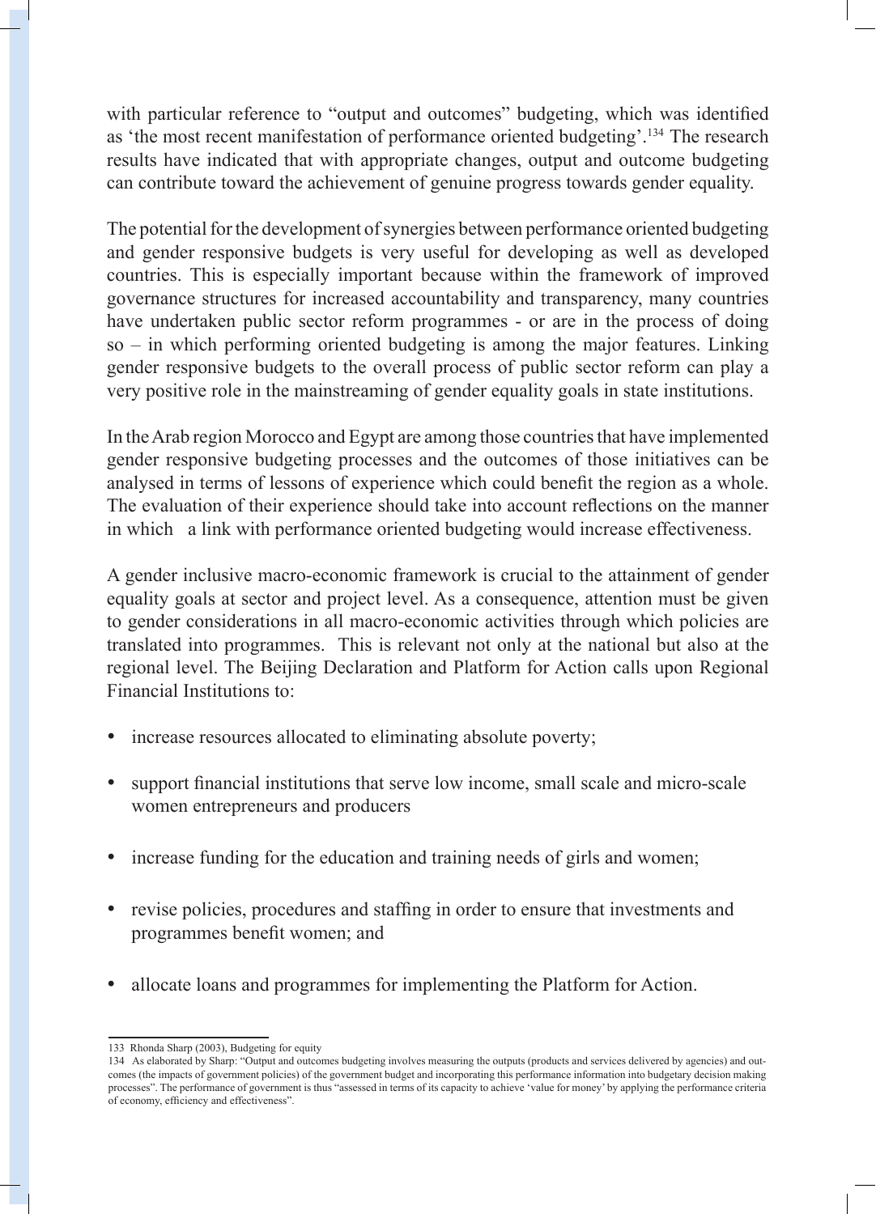with particular reference to "output and outcomes" budgeting, which was identified as 'the most recent manifestation of performance oriented budgeting'.[134] The research results have indicated that with appropriate changes, output and outcome budgeting can contribute toward the achievement of genuine progress towards gender equality.

The potential for the development of synergies between performance oriented budgeting and gender responsive budgets is very useful for developing as well as developed countries. This is especially important because within the framework of improved governance structures for increased accountability and transparency, many countries have undertaken public sector reform programmes - or are in the process of doing so – in which performing oriented budgeting is among the major features. Linking gender responsive budgets to the overall process of public sector reform can play a very positive role in the mainstreaming of gender equality goals in state institutions.

In the Arab region Morocco and Egypt are among those countries that have implemented gender responsive budgeting processes and the outcomes of those initiatives can be analysed in terms of lessons of experience which could benefit the region as a whole. The evaluation of their experience should take into account reflections on the manner in which a link with performance oriented budgeting would increase effectiveness.

A gender inclusive macro-economic framework is crucial to the attainment of gender equality goals at sector and project level. As a consequence, attention must be given to gender considerations in all macro-economic activities through which policies are translated into programmes. This is relevant not only at the national but also at the regional level. The Beijing Declaration and Platform for Action calls upon Regional Financial Institutions to:

- increase resources allocated to eliminating absolute poverty;
- support financial institutions that serve low income, small scale and micro-scale women entrepreneurs and producers
- increase funding for the education and training needs of girls and women;
- revise policies, procedures and staffing in order to ensure that investments and programmes benefit women; and
- allocate loans and programmes for implementing the Platform for Action.

---

133 Rhonda Sharp (2003), Budgeting for equity

134 As elaborated by Sharp: "Output and outcomes budgeting involves measuring the outputs (products and services delivered by agencies) and outcomes (the impacts of government policies) of the government budget and incorporating this performance information into budgetary decision making processes". The performance of government is thus "assessed in terms of its capacity to achieve 'value for money' by applying the performance criteria of economy, efficiency and effectiveness".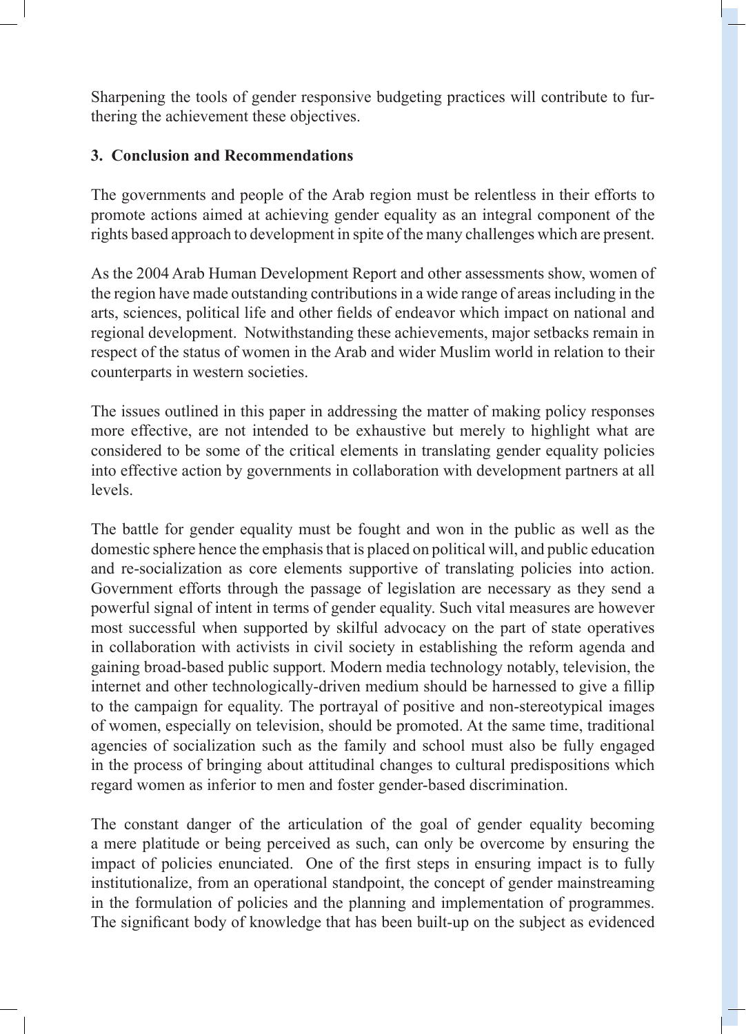Sharpening the tools of gender responsive budgeting practices will contribute to furthering the achievement these objectives.

### 3. Conclusion and Recommendations

The governments and people of the Arab region must be relentless in their efforts to promote actions aimed at achieving gender equality as an integral component of the rights based approach to development in spite of the many challenges which are present.

As the 2004 Arab Human Development Report and other assessments show, women of the region have made outstanding contributions in a wide range of areas including in the arts, sciences, political life and other fields of endeavor which impact on national and regional development. Notwithstanding these achievements, major setbacks remain in respect of the status of women in the Arab and wider Muslim world in relation to their counterparts in western societies.

The issues outlined in this paper in addressing the matter of making policy responses more effective, are not intended to be exhaustive but merely to highlight what are considered to be some of the critical elements in translating gender equality policies into effective action by governments in collaboration with development partners at all levels.

The battle for gender equality must be fought and won in the public as well as the domestic sphere hence the emphasis that is placed on political will, and public education and re-socialization as core elements supportive of translating policies into action. Government efforts through the passage of legislation are necessary as they send a powerful signal of intent in terms of gender equality. Such vital measures are however most successful when supported by skilful advocacy on the part of state operatives in collaboration with activists in civil society in establishing the reform agenda and gaining broad-based public support. Modern media technology notably, television, the internet and other technologically-driven medium should be harnessed to give a fillip to the campaign for equality. The portrayal of positive and non-stereotypical images of women, especially on television, should be promoted. At the same time, traditional agencies of socialization such as the family and school must also be fully engaged in the process of bringing about attitudinal changes to cultural predispositions which regard women as inferior to men and foster gender-based discrimination.

The constant danger of the articulation of the goal of gender equality becoming a mere platitude or being perceived as such, can only be overcome by ensuring the impact of policies enunciated. One of the first steps in ensuring impact is to fully institutionalize, from an operational standpoint, the concept of gender mainstreaming in the formulation of policies and the planning and implementation of programmes. The significant body of knowledge that has been built-up on the subject as evidenced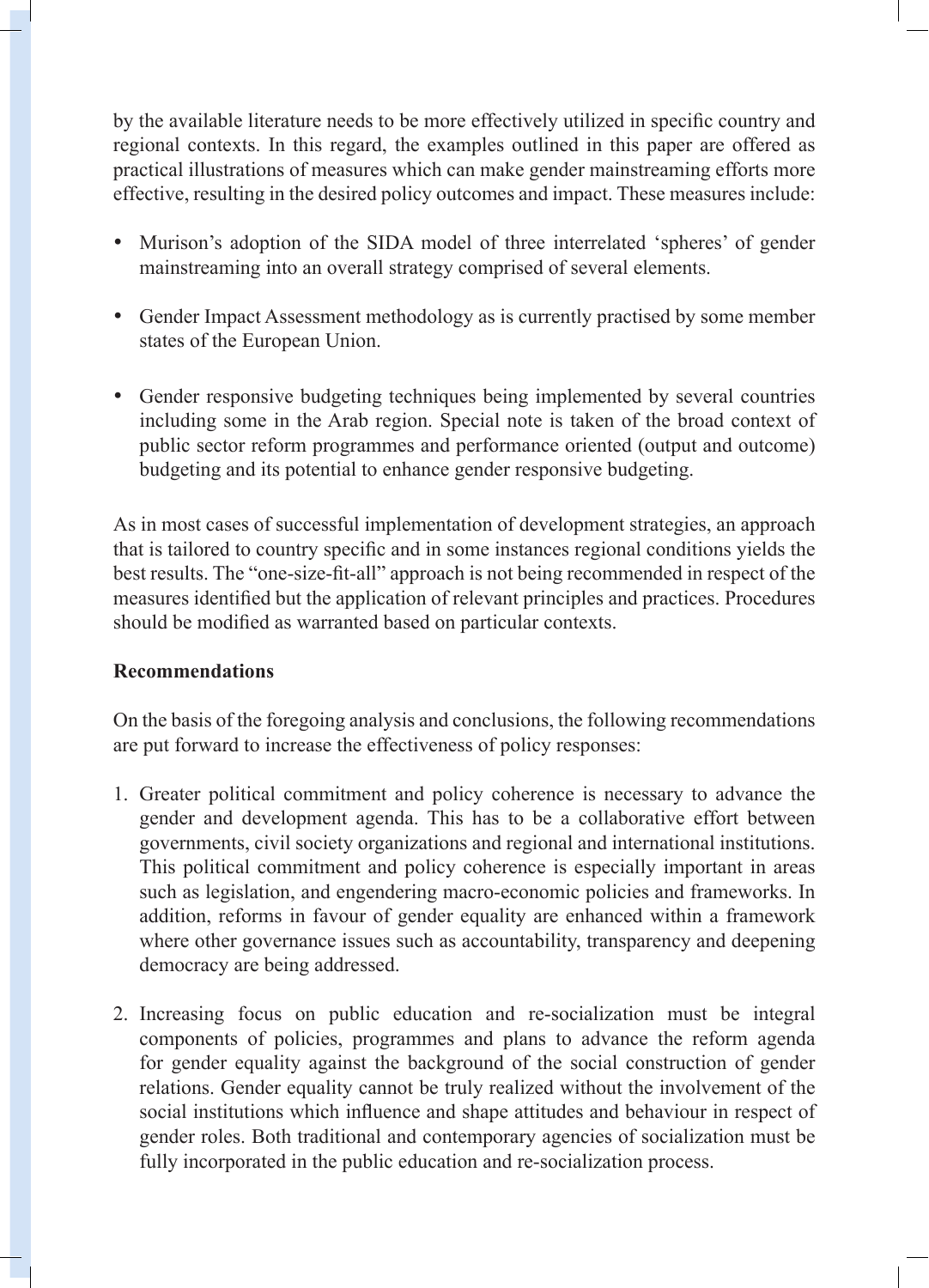by the available literature needs to be more effectively utilized in specific country and regional contexts. In this regard, the examples outlined in this paper are offered as practical illustrations of measures which can make gender mainstreaming efforts more effective, resulting in the desired policy outcomes and impact. These measures include:

- Murison's adoption of the SIDA model of three interrelated 'spheres' of gender mainstreaming into an overall strategy comprised of several elements.
- Gender Impact Assessment methodology as is currently practised by some member states of the European Union.
- Gender responsive budgeting techniques being implemented by several countries including some in the Arab region. Special note is taken of the broad context of public sector reform programmes and performance oriented (output and outcome) budgeting and its potential to enhance gender responsive budgeting.

As in most cases of successful implementation of development strategies, an approach that is tailored to country specific and in some instances regional conditions yields the best results. The "one-size-fit-all" approach is not being recommended in respect of the measures identified but the application of relevant principles and practices. Procedures should be modified as warranted based on particular contexts.

**Recommendations**

On the basis of the foregoing analysis and conclusions, the following recommendations are put forward to increase the effectiveness of policy responses:

1. Greater political commitment and policy coherence is necessary to advance the gender and development agenda. This has to be a collaborative effort between governments, civil society organizations and regional and international institutions. This political commitment and policy coherence is especially important in areas such as legislation, and engendering macro-economic policies and frameworks. In addition, reforms in favour of gender equality are enhanced within a framework where other governance issues such as accountability, transparency and deepening democracy are being addressed.

2. Increasing focus on public education and re-socialization must be integral components of policies, programmes and plans to advance the reform agenda for gender equality against the background of the social construction of gender relations. Gender equality cannot be truly realized without the involvement of the social institutions which influence and shape attitudes and behaviour in respect of gender roles. Both traditional and contemporary agencies of socialization must be fully incorporated in the public education and re-socialization process.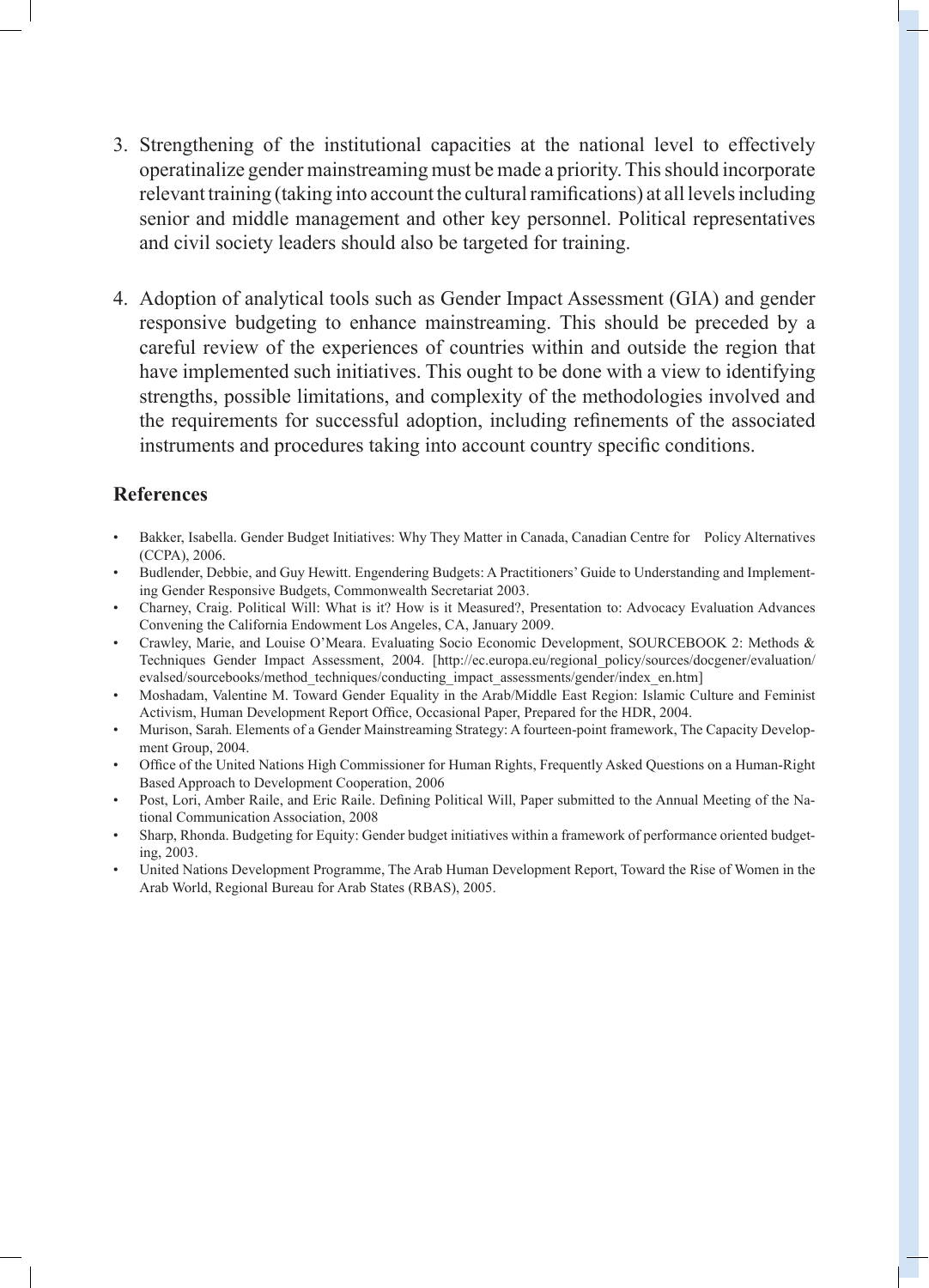3. Strengthening of the institutional capacities at the national level to effectively operatinalize gender mainstreaming must be made a priority. This should incorporate relevant training (taking into account the cultural ramifications) at all levels including senior and middle management and other key personnel. Political representatives and civil society leaders should also be targeted for training.

4. Adoption of analytical tools such as Gender Impact Assessment (GIA) and gender responsive budgeting to enhance mainstreaming. This should be preceded by a careful review of the experiences of countries within and outside the region that have implemented such initiatives. This ought to be done with a view to identifying strengths, possible limitations, and complexity of the methodologies involved and the requirements for successful adoption, including refinements of the associated instruments and procedures taking into account country specific conditions.

## References

- Bakker, Isabella. Gender Budget Initiatives: Why They Matter in Canada, Canadian Centre for Policy Alternatives (CCPA), 2006.
- Budlender, Debbie, and Guy Hewitt. Engendering Budgets: A Practitioners' Guide to Understanding and Implementing Gender Responsive Budgets, Commonwealth Secretariat 2003.
- Charney, Craig. Political Will: What is it? How is it Measured?, Presentation to: Advocacy Evaluation Advances Convening the California Endowment Los Angeles, CA, January 2009.
- Crawley, Marie, and Louise O'Meara. Evaluating Socio Economic Development, SOURCEBOOK 2: Methods & Techniques Gender Impact Assessment, 2004. [http://ec.europa.eu/regional_policy/sources/docgener/evaluation/evalsed/sourcebooks/method_techniques/conducting_impact_assessments/gender/index_en.htm]
- Moshadam, Valentine M. Toward Gender Equality in the Arab/Middle East Region: Islamic Culture and Feminist Activism, Human Development Report Office, Occasional Paper, Prepared for the HDR, 2004.
- Murison, Sarah. Elements of a Gender Mainstreaming Strategy: A fourteen-point framework, The Capacity Development Group, 2004.
- Office of the United Nations High Commissioner for Human Rights, Frequently Asked Questions on a Human-Right Based Approach to Development Cooperation, 2006
- Post, Lori, Amber Raile, and Eric Raile. Defining Political Will, Paper submitted to the Annual Meeting of the National Communication Association, 2008
- Sharp, Rhonda. Budgeting for Equity: Gender budget initiatives within a framework of performance oriented budgeting, 2003.
- United Nations Development Programme, The Arab Human Development Report, Toward the Rise of Women in the Arab World, Regional Bureau for Arab States (RBAS), 2005.